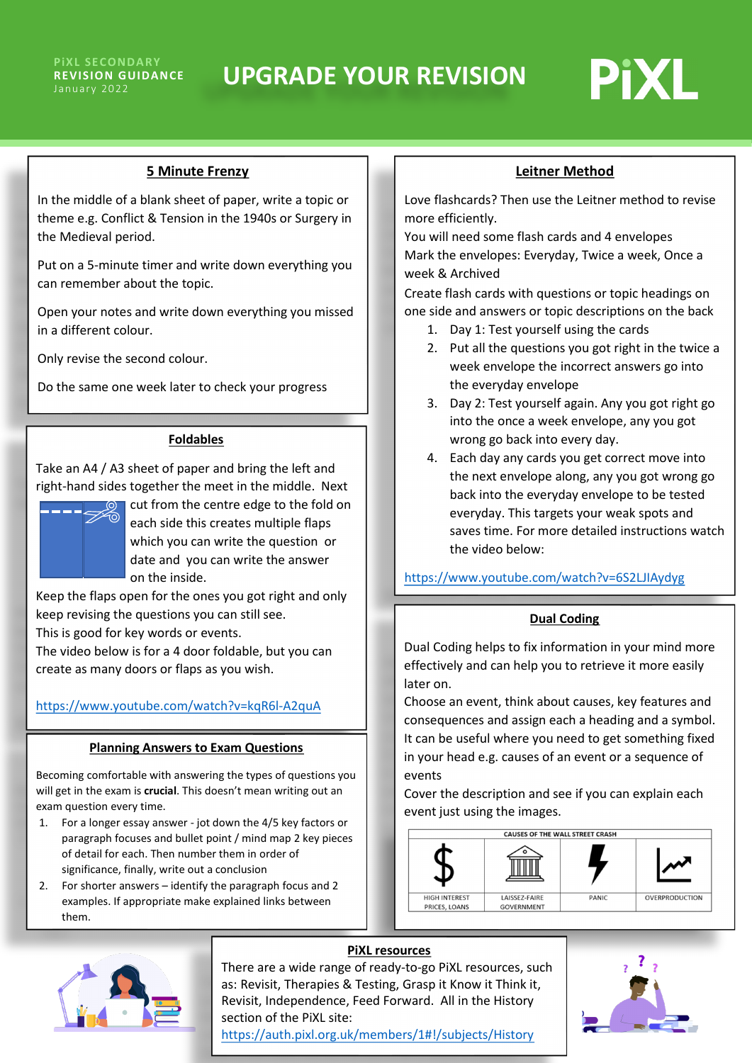PiXL SECONDARY
REVISION GUIDANCE
January 2022

# UPGRADE YOUR REVISION

PiXL

## 5 Minute Frenzy

In the middle of a blank sheet of paper, write a topic or theme e.g. Conflict & Tension in the 1940s or Surgery in the Medieval period.

Put on a 5-minute timer and write down everything you can remember about the topic.

Open your notes and write down everything you missed in a different colour.

Only revise the second colour.

Do the same one week later to check your progress

## Foldables

Take an A4 / A3 sheet of paper and bring the left and right-hand sides together the meet in the middle. Next cut from the centre edge to the fold on each side this creates multiple flaps which you can write the question or date and you can write the answer on the inside.

Keep the flaps open for the ones you got right and only keep revising the questions you can still see.

This is good for key words or events.

The video below is for a 4 door foldable, but you can create as many doors or flaps as you wish.

https://www.youtube.com/watch?v=kqR6l-A2quA

## Planning Answers to Exam Questions

Becoming comfortable with answering the types of questions you will get in the exam is **crucial**. This doesn't mean writing out an exam question every time.

1. For a longer essay answer - jot down the 4/5 key factors or paragraph focuses and bullet point / mind map 2 key pieces of detail for each. Then number them in order of significance, finally, write out a conclusion
2. For shorter answers – identify the paragraph focus and 2 examples. If appropriate make explained links between them.

## Leitner Method

Love flashcards? Then use the Leitner method to revise more efficiently.

You will need some flash cards and 4 envelopes

Mark the envelopes: Everyday, Twice a week, Once a week & Archived

Create flash cards with questions or topic headings on one side and answers or topic descriptions on the back

1. Day 1: Test yourself using the cards
2. Put all the questions you got right in the twice a week envelope the incorrect answers go into the everyday envelope
3. Day 2: Test yourself again. Any you got right go into the once a week envelope, any you got wrong go back into every day.
4. Each day any cards you get correct move into the next envelope along, any you got wrong go back into the everyday envelope to be tested everyday. This targets your weak spots and saves time. For more detailed instructions watch the video below:

https://www.youtube.com/watch?v=6S2LJIAydyg

## Dual Coding

Dual Coding helps to fix information in your mind more effectively and can help you to retrieve it more easily later on.

Choose an event, think about causes, key features and consequences and assign each a heading and a symbol. It can be useful where you need to get something fixed in your head e.g. causes of an event or a sequence of events

Cover the description and see if you can explain each event just using the images.

| CAUSES OF THE WALL STREET CRASH | | | |
|---|---|---|---|
| $ | (building) | (lightning) | (graph) |
| HIGH INTEREST PRICES, LOANS | LAISSEZ-FAIRE GOVERNMENT | PANIC | OVERPRODUCTION |

## PiXL resources

There are a wide range of ready-to-go PiXL resources, such as: Revisit, Therapies & Testing, Grasp it Know it Think it, Revisit, Independence, Feed Forward. All in the History section of the PiXL site:
https://auth.pixl.org.uk/members/1#!/subjects/History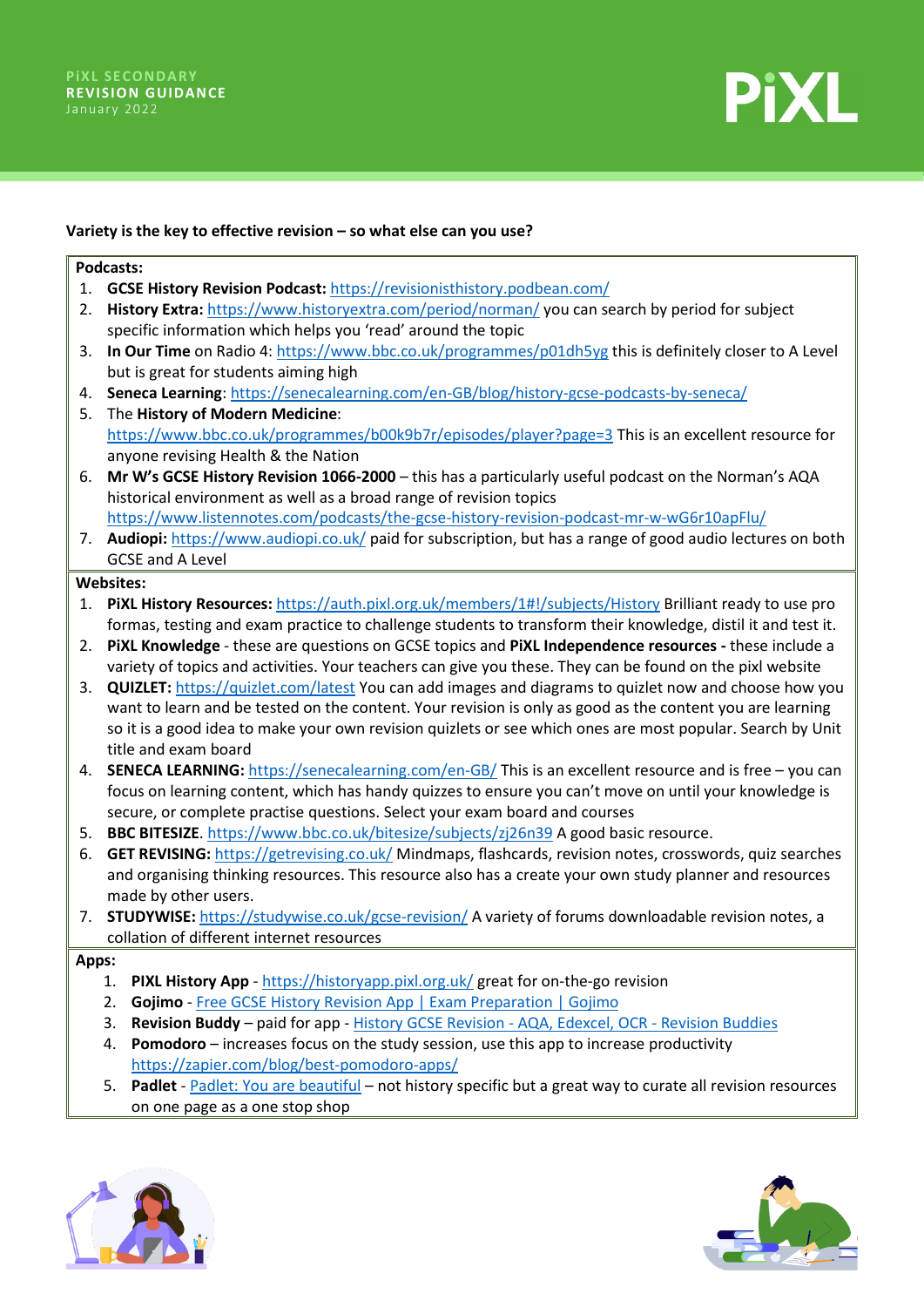**Variety is the key to effective revision – so what else can you use?**

**Podcasts:**

1. **GCSE History Revision Podcast:** https://revisionisthistory.podbean.com/
2. **History Extra:** https://www.historyextra.com/period/norman/ you can search by period for subject specific information which helps you 'read' around the topic
3. **In Our Time** on Radio 4: https://www.bbc.co.uk/programmes/p01dh5yg this is definitely closer to A Level but is great for students aiming high
4. **Seneca Learning**: https://senecalearning.com/en-GB/blog/history-gcse-podcasts-by-seneca/
5. The **History of Modern Medicine**: https://www.bbc.co.uk/programmes/b00k9b7r/episodes/player?page=3 This is an excellent resource for anyone revising Health & the Nation
6. **Mr W's GCSE History Revision 1066-2000** – this has a particularly useful podcast on the Norman's AQA historical environment as well as a broad range of revision topics https://www.listennotes.com/podcasts/the-gcse-history-revision-podcast-mr-w-wG6r10apFlu/
7. **Audiopi:** https://www.audiopi.co.uk/ paid for subscription, but has a range of good audio lectures on both GCSE and A Level

**Websites:**

1. **PiXL History Resources:** https://auth.pixl.org.uk/members/1#!/subjects/History Brilliant ready to use pro formas, testing and exam practice to challenge students to transform their knowledge, distil it and test it.
2. **PiXL Knowledge** - these are questions on GCSE topics and **PiXL Independence resources -** these include a variety of topics and activities. Your teachers can give you these. They can be found on the pixl website
3. **QUIZLET:** https://quizlet.com/latest You can add images and diagrams to quizlet now and choose how you want to learn and be tested on the content. Your revision is only as good as the content you are learning so it is a good idea to make your own revision quizlets or see which ones are most popular. Search by Unit title and exam board
4. **SENECA LEARNING:** https://senecalearning.com/en-GB/ This is an excellent resource and is free – you can focus on learning content, which has handy quizzes to ensure you can't move on until your knowledge is secure, or complete practise questions. Select your exam board and courses
5. **BBC BITESIZE**. https://www.bbc.co.uk/bitesize/subjects/zj26n39 A good basic resource.
6. **GET REVISING:** https://getrevising.co.uk/ Mindmaps, flashcards, revision notes, crosswords, quiz searches and organising thinking resources. This resource also has a create your own study planner and resources made by other users.
7. **STUDYWISE:** https://studywise.co.uk/gcse-revision/ A variety of forums downloadable revision notes, a collation of different internet resources

**Apps:**

1. **PIXL History App** - https://historyapp.pixl.org.uk/ great for on-the-go revision
2. **Gojimo** - Free GCSE History Revision App | Exam Preparation | Gojimo
3. **Revision Buddy** – paid for app - History GCSE Revision - AQA, Edexcel, OCR - Revision Buddies
4. **Pomodoro** – increases focus on the study session, use this app to increase productivity https://zapier.com/blog/best-pomodoro-apps/
5. **Padlet** - Padlet: You are beautiful – not history specific but a great way to curate all revision resources on one page as a one stop shop